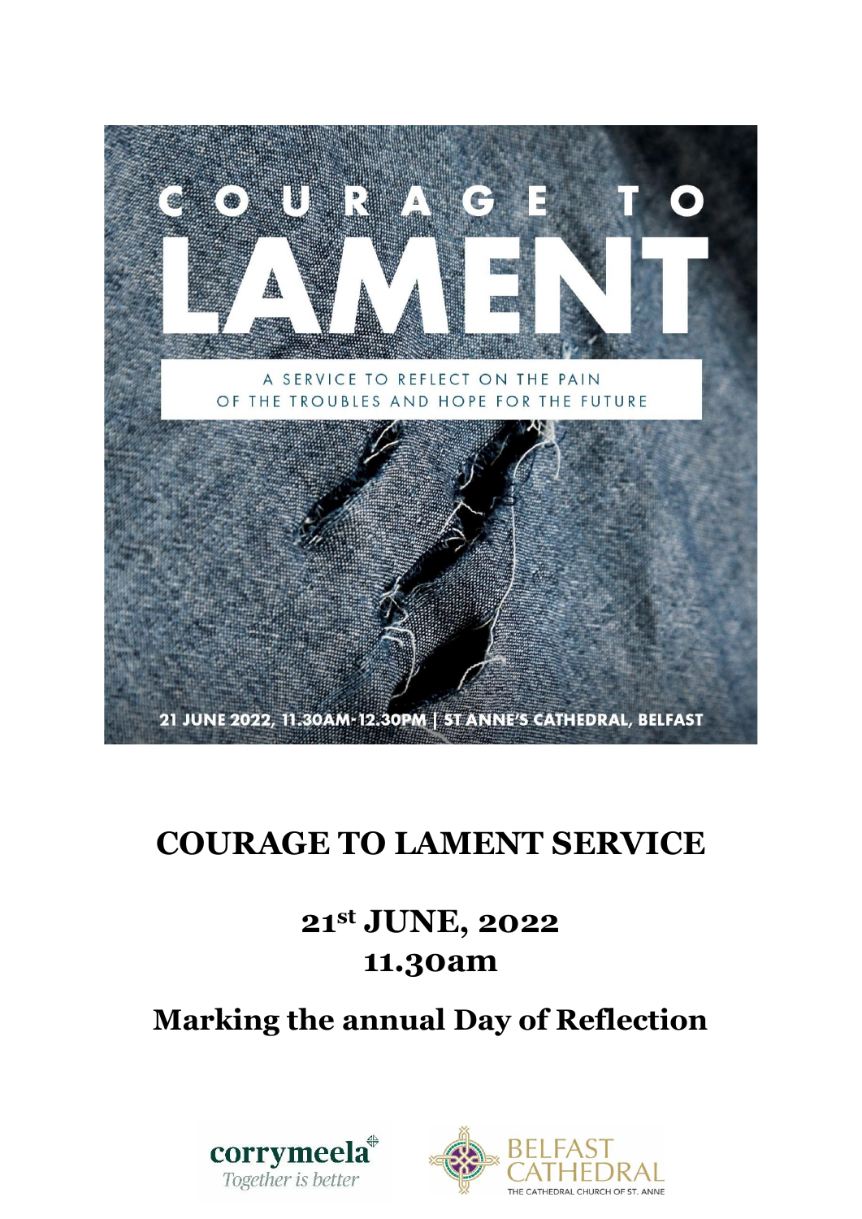COURAGE TO LAMENT

A SERVICE TO REFLECT ON THE PAIN OF THE TROUBLES AND HOPE FOR THE FUTURE

21 JUNE 2022, 11.30AM-12.30PM | ST ANNE'S CATHEDRAL, BELFAST

# COURAGE TO LAMENT SERVICE

## 21st JUNE, 2022
## 11.30am

## Marking the annual Day of Reflection

corrymeela
*Together is better*

BELFAST CATHEDRAL
THE CATHEDRAL CHURCH OF ST. ANNE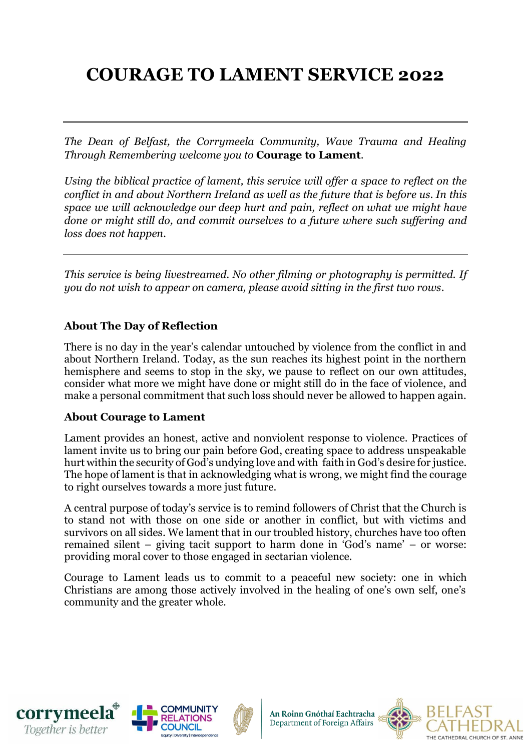# COURAGE TO LAMENT SERVICE 2022

---

*The Dean of Belfast, the Corrymeela Community, Wave Trauma and Healing Through Remembering welcome you to* **Courage to Lament***.*

*Using the biblical practice of lament, this service will offer a space to reflect on the conflict in and about Northern Ireland as well as the future that is before us. In this space we will acknowledge our deep hurt and pain, reflect on what we might have done or might still do, and commit ourselves to a future where such suffering and loss does not happen.*

---

*This service is being livestreamed. No other filming or photography is permitted. If you do not wish to appear on camera, please avoid sitting in the first two rows.*

### About The Day of Reflection

There is no day in the year's calendar untouched by violence from the conflict in and about Northern Ireland. Today, as the sun reaches its highest point in the northern hemisphere and seems to stop in the sky, we pause to reflect on our own attitudes, consider what more we might have done or might still do in the face of violence, and make a personal commitment that such loss should never be allowed to happen again.

### About Courage to Lament

Lament provides an honest, active and nonviolent response to violence. Practices of lament invite us to bring our pain before God, creating space to address unspeakable hurt within the security of God's undying love and with faith in God's desire for justice. The hope of lament is that in acknowledging what is wrong, we might find the courage to right ourselves towards a more just future.

A central purpose of today's service is to remind followers of Christ that the Church is to stand not with those on one side or another in conflict, but with victims and survivors on all sides. We lament that in our troubled history, churches have too often remained silent – giving tacit support to harm done in 'God's name' – or worse: providing moral cover to those engaged in sectarian violence.

Courage to Lament leads us to commit to a peaceful new society: one in which Christians are among those actively involved in the healing of one's own self, one's community and the greater whole.

corrymeela — Together is better | Community Relations Council — Equity | Diversity | Interdependence | An Roinn Gnóthaí Eachtracha — Department of Foreign Affairs | Belfast Cathedral — The Cathedral Church of St. Anne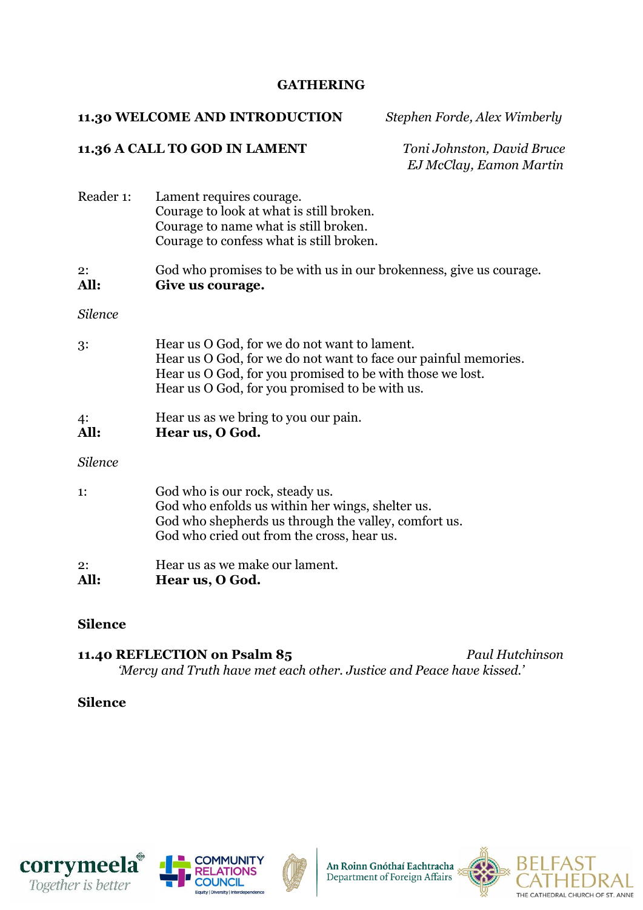## GATHERING

**11.30 WELCOME AND INTRODUCTION** *Stephen Forde, Alex Wimberly*

**11.36 A CALL TO GOD IN LAMENT** *Toni Johnston, David Bruce, EJ McClay, Eamon Martin*

Reader 1: Lament requires courage.
Courage to look at what is still broken.
Courage to name what is still broken.
Courage to confess what is still broken.

2: God who promises to be with us in our brokenness, give us courage.
**All: Give us courage.**

*Silence*

3: Hear us O God, for we do not want to lament.
Hear us O God, for we do not want to face our painful memories.
Hear us O God, for you promised to be with those we lost.
Hear us O God, for you promised to be with us.

4: Hear us as we bring to you our pain.
**All: Hear us, O God.**

*Silence*

1: God who is our rock, steady us.
God who enfolds us within her wings, shelter us.
God who shepherds us through the valley, comfort us.
God who cried out from the cross, hear us.

2: Hear us as we make our lament.
**All: Hear us, O God.**

**Silence**

**11.40 REFLECTION on Psalm 85** *Paul Hutchinson*

*'Mercy and Truth have met each other. Justice and Peace have kissed.'*

**Silence**

corrymeela Together is better | COMMUNITY RELATIONS COUNCIL Equity | Diversity | Interdependence | An Roinn Gnóthaí Eachtracha Department of Foreign Affairs | BELFAST CATHEDRAL THE CATHEDRAL CHURCH OF ST. ANNE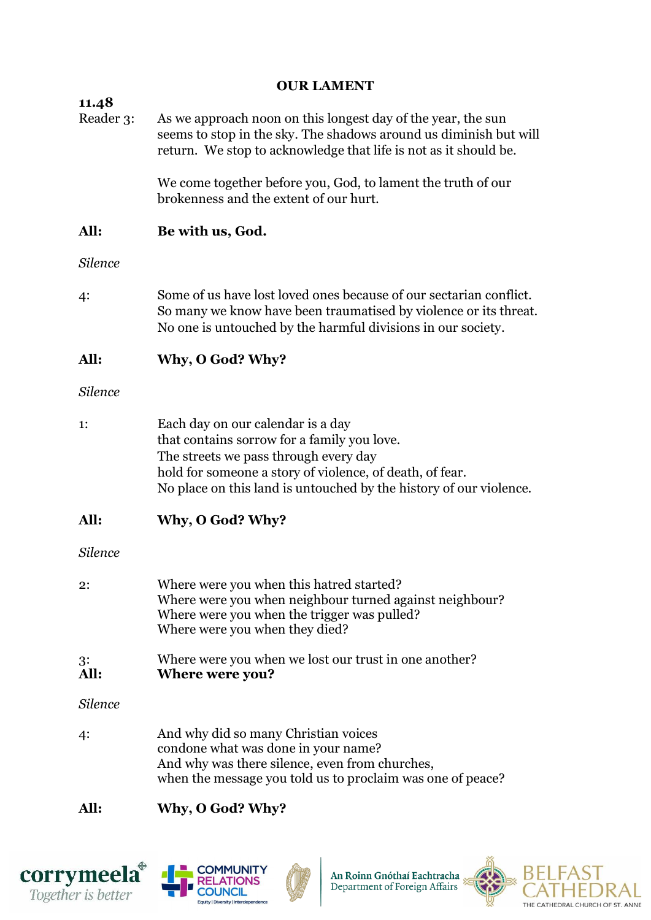## OUR LAMENT

**11.48**

Reader 3: As we approach noon on this longest day of the year, the sun seems to stop in the sky. The shadows around us diminish but will return. We stop to acknowledge that life is not as it should be.

We come together before you, God, to lament the truth of our brokenness and the extent of our hurt.

**All: Be with us, God.**

*Silence*

4: Some of us have lost loved ones because of our sectarian conflict. So many we know have been traumatised by violence or its threat. No one is untouched by the harmful divisions in our society.

**All: Why, O God? Why?**

*Silence*

1: Each day on our calendar is a day
that contains sorrow for a family you love.
The streets we pass through every day
hold for someone a story of violence, of death, of fear.
No place on this land is untouched by the history of our violence.

**All: Why, O God? Why?**

*Silence*

2: Where were you when this hatred started?
Where were you when neighbour turned against neighbour?
Where were you when the trigger was pulled?
Where were you when they died?

3: Where were you when we lost our trust in one another?

**All: Where were you?**

*Silence*

4: And why did so many Christian voices
condone what was done in your name?
And why was there silence, even from churches,
when the message you told us to proclaim was one of peace?

**All: Why, O God? Why?**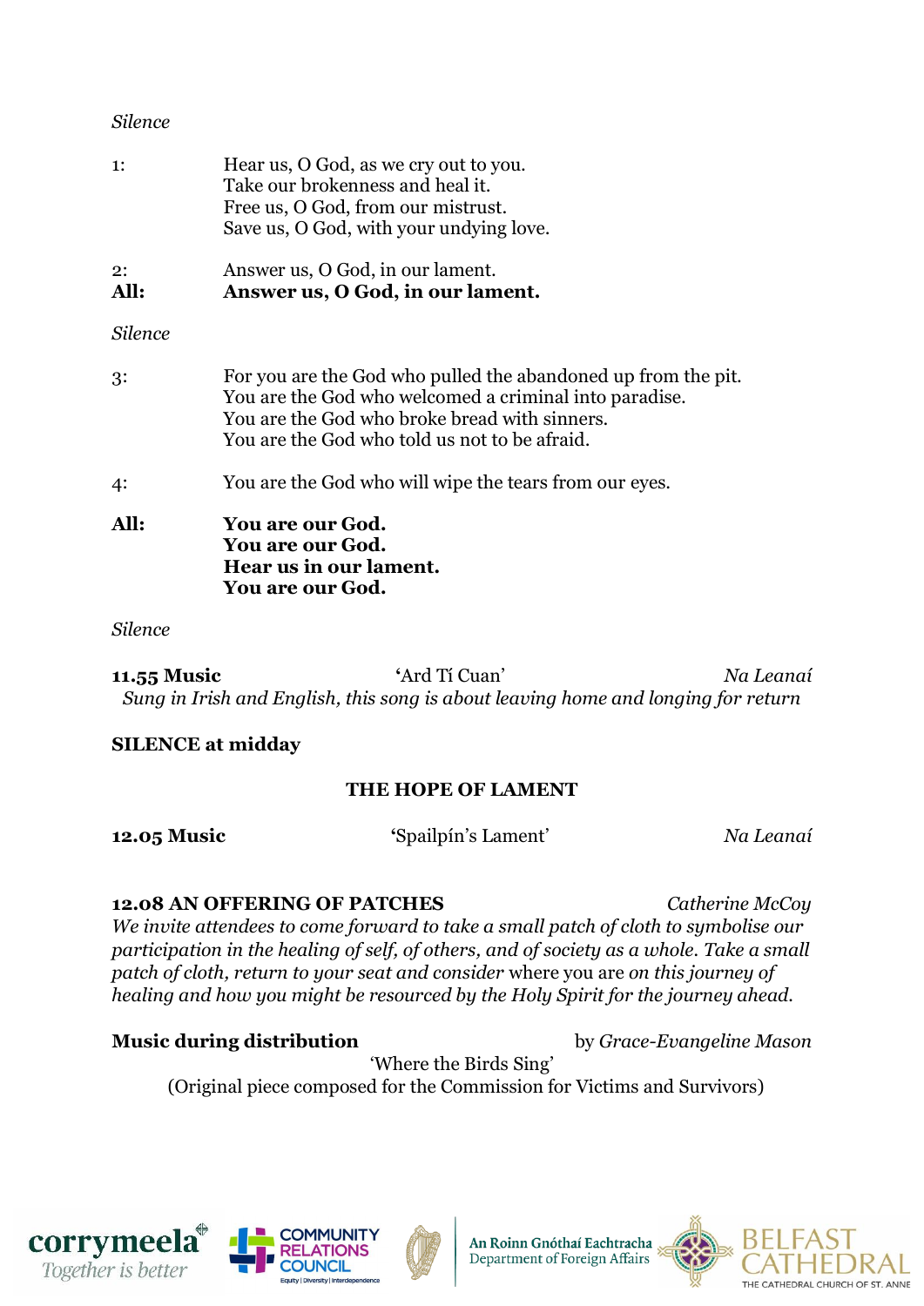*Silence*

| | |
|---|---|
| 1: | Hear us, O God, as we cry out to you.<br>Take our brokenness and heal it.<br>Free us, O God, from our mistrust.<br>Save us, O God, with your undying love. |
| 2: | Answer us, O God, in our lament. |
| **All:** | **Answer us, O God, in our lament.** |

*Silence*

| | |
|---|---|
| 3: | For you are the God who pulled the abandoned up from the pit.<br>You are the God who welcomed a criminal into paradise.<br>You are the God who broke bread with sinners.<br>You are the God who told us not to be afraid. |
| 4: | You are the God who will wipe the tears from our eyes. |
| **All:** | **You are our God.<br>You are our God.<br>Hear us in our lament.<br>You are our God.** |

*Silence*

**11.55 Music** 'Ard Tí Cuan' *Na Leanaí*

*Sung in Irish and English, this song is about leaving home and longing for return*

**SILENCE at midday**

## THE HOPE OF LAMENT

**12.05 Music** 'Spailpín's Lament' *Na Leanaí*

**12.08 AN OFFERING OF PATCHES** *Catherine McCoy*

*We invite attendees to come forward to take a small patch of cloth to symbolise our participation in the healing of self, of others, and of society as a whole. Take a small patch of cloth, return to your seat and consider* where you are *on this journey of healing and how you might be resourced by the Holy Spirit for the journey ahead.*

**Music during distribution** by *Grace-Evangeline Mason*

'Where the Birds Sing'

(Original piece composed for the Commission for Victims and Survivors)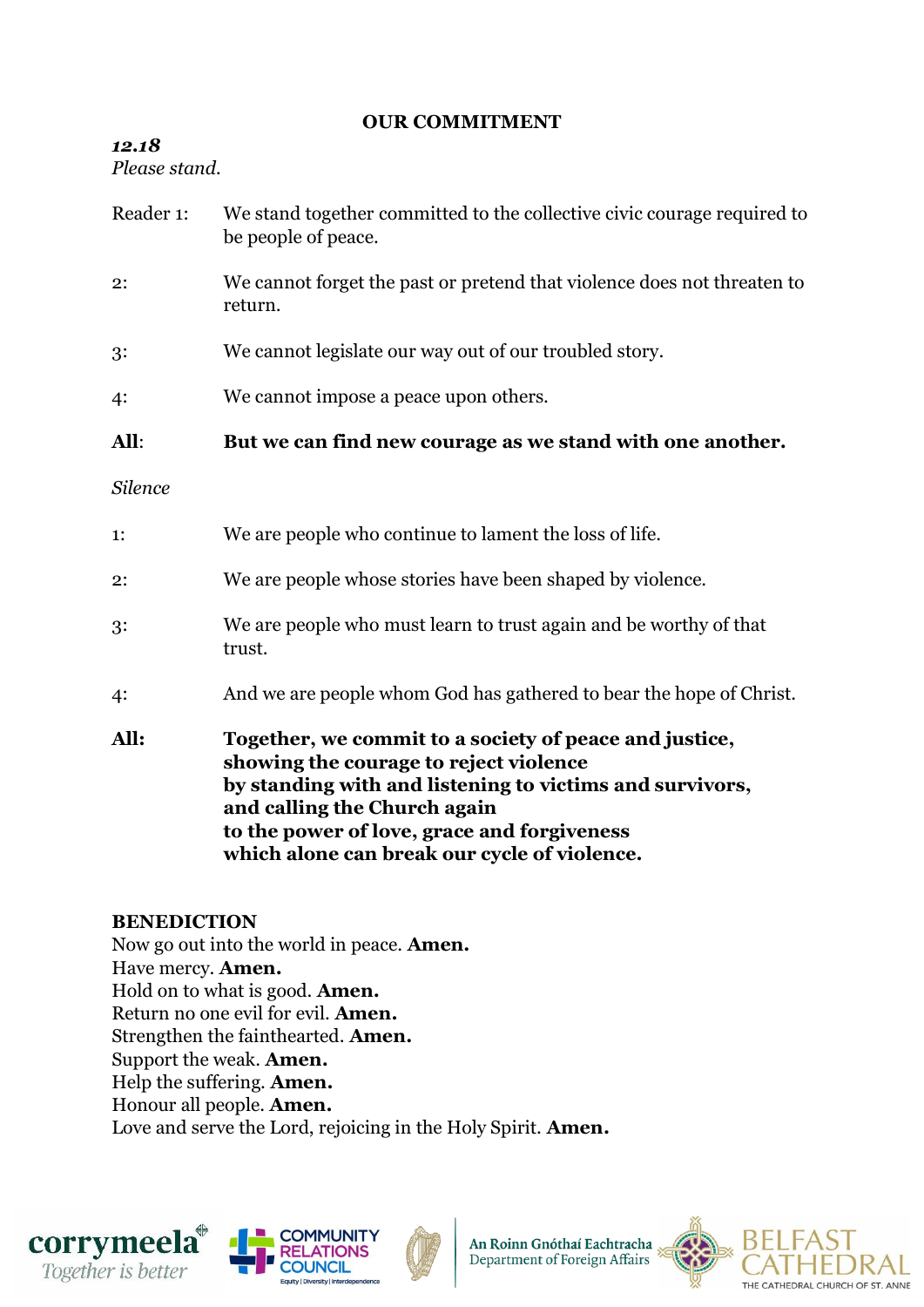## OUR COMMITMENT

***12.18***
*Please stand.*

Reader 1: We stand together committed to the collective civic courage required to be people of peace.

2: We cannot forget the past or pretend that violence does not threaten to return.

3: We cannot legislate our way out of our troubled story.

4: We cannot impose a peace upon others.

**All: But we can find new courage as we stand with one another.**

*Silence*

1: We are people who continue to lament the loss of life.

2: We are people whose stories have been shaped by violence.

3: We are people who must learn to trust again and be worthy of that trust.

4: And we are people whom God has gathered to bear the hope of Christ.

**All: Together, we commit to a society of peace and justice,**
**showing the courage to reject violence**
**by standing with and listening to victims and survivors,**
**and calling the Church again**
**to the power of love, grace and forgiveness**
**which alone can break our cycle of violence.**

**BENEDICTION**

Now go out into the world in peace. **Amen.**
Have mercy. **Amen.**
Hold on to what is good. **Amen.**
Return no one evil for evil. **Amen.**
Strengthen the fainthearted. **Amen.**
Support the weak. **Amen.**
Help the suffering. **Amen.**
Honour all people. **Amen.**
Love and serve the Lord, rejoicing in the Holy Spirit. **Amen.**

corrymeela Together is better | COMMUNITY RELATIONS COUNCIL Equity | Diversity | Interdependence | An Roinn Gnóthaí Eachtracha Department of Foreign Affairs | BELFAST CATHEDRAL THE CATHEDRAL CHURCH OF ST. ANNE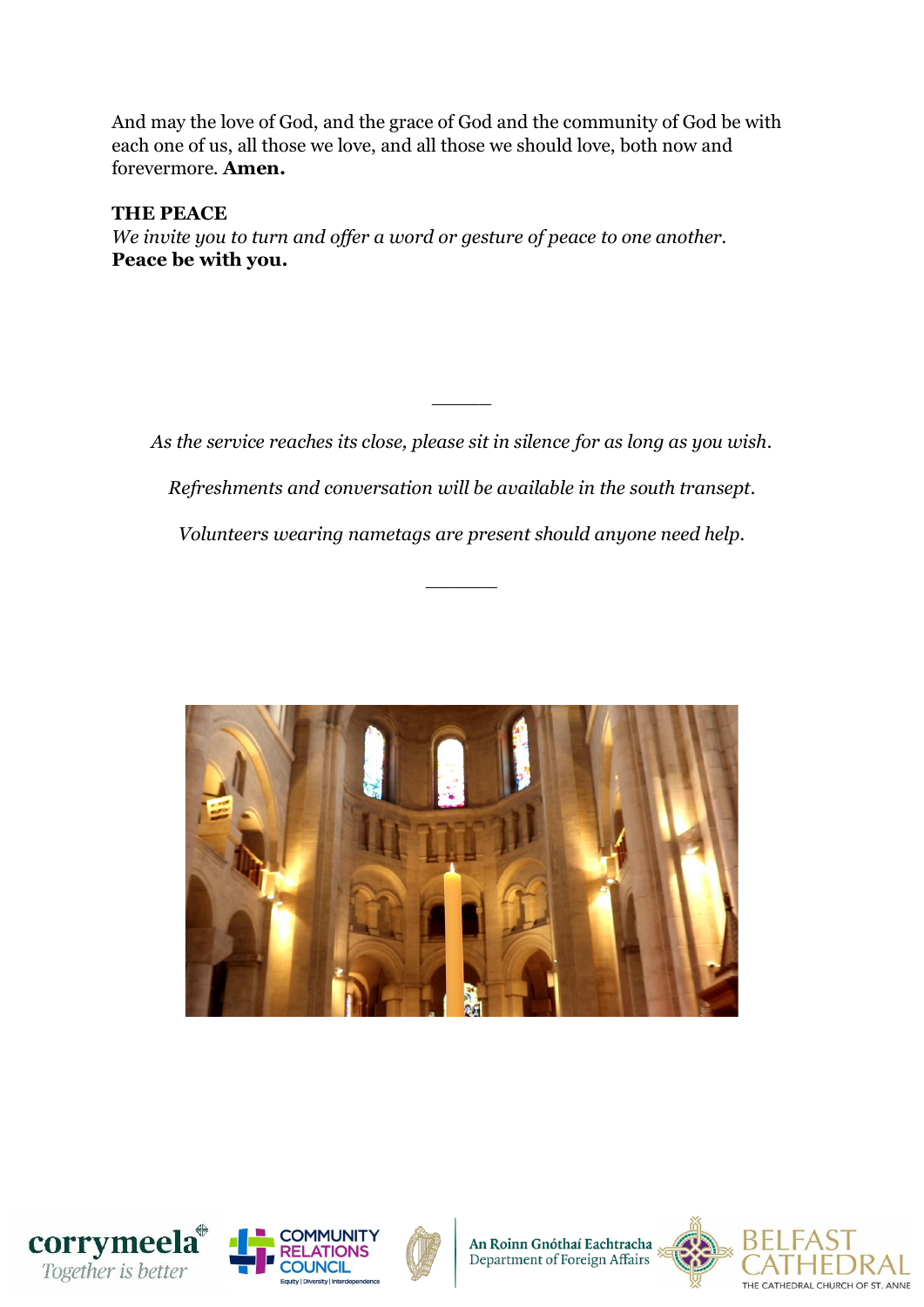And may the love of God, and the grace of God and the community of God be with each one of us, all those we love, and all those we should love, both now and forevermore. **Amen.**

**THE PEACE**

*We invite you to turn and offer a word or gesture of peace to one another.*

**Peace be with you.**

---

*As the service reaches its close, please sit in silence for as long as you wish.*

*Refreshments and conversation will be available in the south transept.*

*Volunteers wearing nametags are present should anyone need help.*

---

corrymeela — Together is better

COMMUNITY RELATIONS COUNCIL — Equity | Diversity | Interdependence

An Roinn Gnóthaí Eachtracha — Department of Foreign Affairs

BELFAST CATHEDRAL — THE CATHEDRAL CHURCH OF ST. ANNE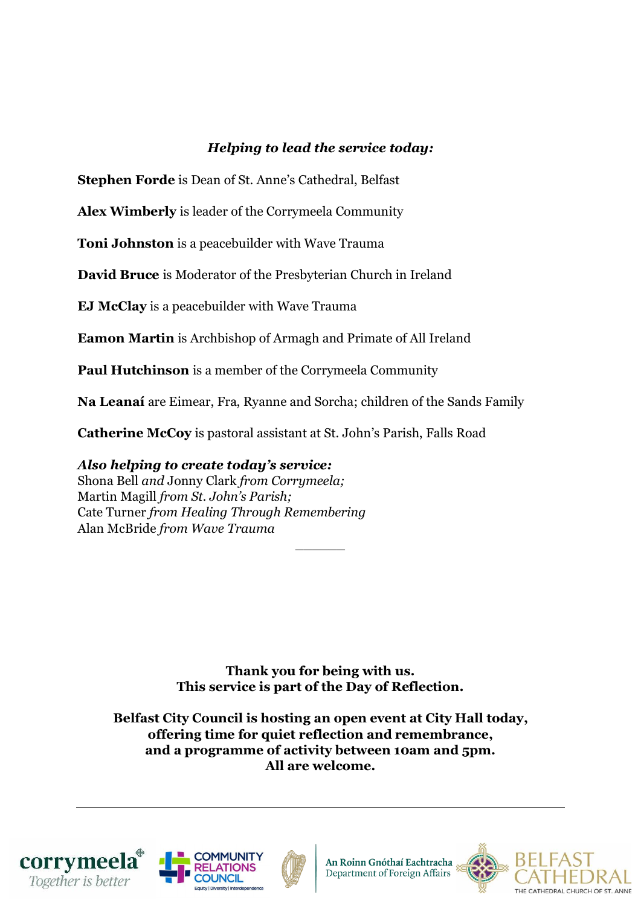***Helping to lead the service today:***

**Stephen Forde** is Dean of St. Anne's Cathedral, Belfast

**Alex Wimberly** is leader of the Corrymeela Community

**Toni Johnston** is a peacebuilder with Wave Trauma

**David Bruce** is Moderator of the Presbyterian Church in Ireland

**EJ McClay** is a peacebuilder with Wave Trauma

**Eamon Martin** is Archbishop of Armagh and Primate of All Ireland

**Paul Hutchinson** is a member of the Corrymeela Community

**Na Leanaí** are Eimear, Fra, Ryanne and Sorcha; children of the Sands Family

**Catherine McCoy** is pastoral assistant at St. John's Parish, Falls Road

***Also helping to create today's service:***
Shona Bell *and* Jonny Clark *from Corrymeela;*
Martin Magill *from St. John's Parish;*
Cate Turner *from Healing Through Remembering*
Alan McBride *from Wave Trauma*

---

**Thank you for being with us.**
**This service is part of the Day of Reflection.**

**Belfast City Council is hosting an open event at City Hall today, offering time for quiet reflection and remembrance, and a programme of activity between 10am and 5pm. All are welcome.**

---

corrymeela Together is better

COMMUNITY RELATIONS COUNCIL Equity | Diversity | Interdependence

An Roinn Gnóthaí Eachtracha Department of Foreign Affairs

BELFAST CATHEDRAL THE CATHEDRAL CHURCH OF ST. ANNE